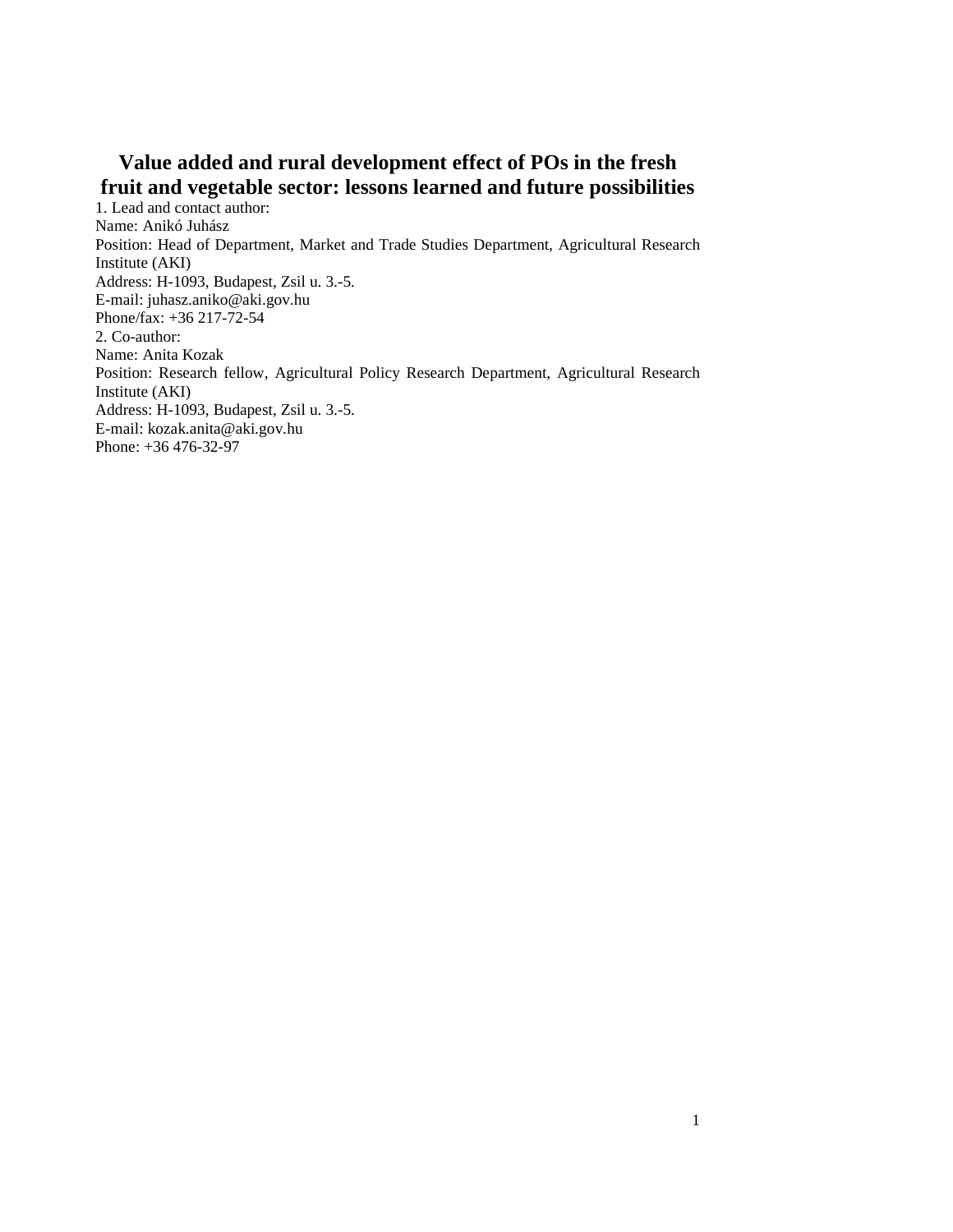# Value added and rural development effect of POs in the fresh fruit and vegetable sector: lessons learned and future possibilities

1. Lead and contact author:
Name: Anikó Juhász
Position: Head of Department, Market and Trade Studies Department, Agricultural Research Institute (AKI)
Address: H-1093, Budapest, Zsil u. 3.-5.
E-mail: juhasz.aniko@aki.gov.hu
Phone/fax: +36 217-72-54

2. Co-author:
Name: Anita Kozak
Position: Research fellow, Agricultural Policy Research Department, Agricultural Research Institute (AKI)
Address: H-1093, Budapest, Zsil u. 3.-5.
E-mail: kozak.anita@aki.gov.hu
Phone: +36 476-32-97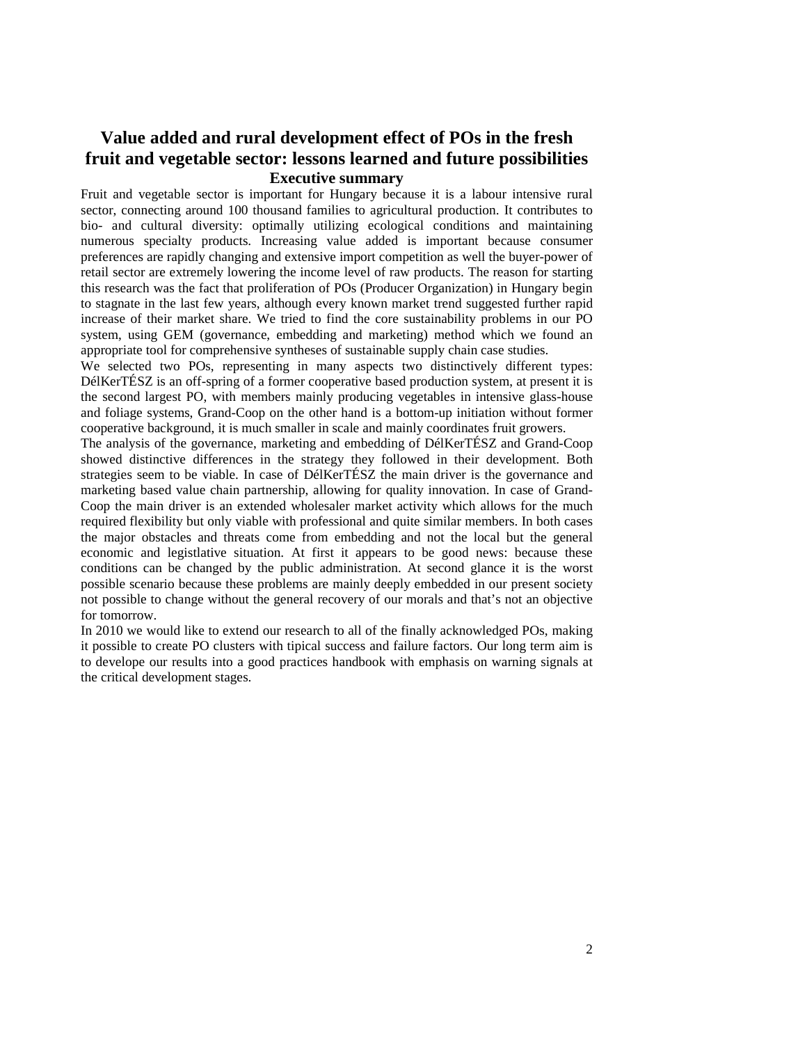# Value added and rural development effect of POs in the fresh fruit and vegetable sector: lessons learned and future possibilities

## Executive summary

Fruit and vegetable sector is important for Hungary because it is a labour intensive rural sector, connecting around 100 thousand families to agricultural production. It contributes to bio- and cultural diversity: optimally utilizing ecological conditions and maintaining numerous specialty products. Increasing value added is important because consumer preferences are rapidly changing and extensive import competition as well the buyer-power of retail sector are extremely lowering the income level of raw products. The reason for starting this research was the fact that proliferation of POs (Producer Organization) in Hungary begin to stagnate in the last few years, although every known market trend suggested further rapid increase of their market share. We tried to find the core sustainability problems in our PO system, using GEM (governance, embedding and marketing) method which we found an appropriate tool for comprehensive syntheses of sustainable supply chain case studies.

We selected two POs, representing in many aspects two distinctively different types: DélKerTÉSZ is an off-spring of a former cooperative based production system, at present it is the second largest PO, with members mainly producing vegetables in intensive glass-house and foliage systems, Grand-Coop on the other hand is a bottom-up initiation without former cooperative background, it is much smaller in scale and mainly coordinates fruit growers.

The analysis of the governance, marketing and embedding of DélKerTÉSZ and Grand-Coop showed distinctive differences in the strategy they followed in their development. Both strategies seem to be viable. In case of DélKerTÉSZ the main driver is the governance and marketing based value chain partnership, allowing for quality innovation. In case of Grand-Coop the main driver is an extended wholesaler market activity which allows for the much required flexibility but only viable with professional and quite similar members. In both cases the major obstacles and threats come from embedding and not the local but the general economic and legistlative situation. At first it appears to be good news: because these conditions can be changed by the public administration. At second glance it is the worst possible scenario because these problems are mainly deeply embedded in our present society not possible to change without the general recovery of our morals and that's not an objective for tomorrow.

In 2010 we would like to extend our research to all of the finally acknowledged POs, making it possible to create PO clusters with tipical success and failure factors. Our long term aim is to develope our results into a good practices handbook with emphasis on warning signals at the critical development stages.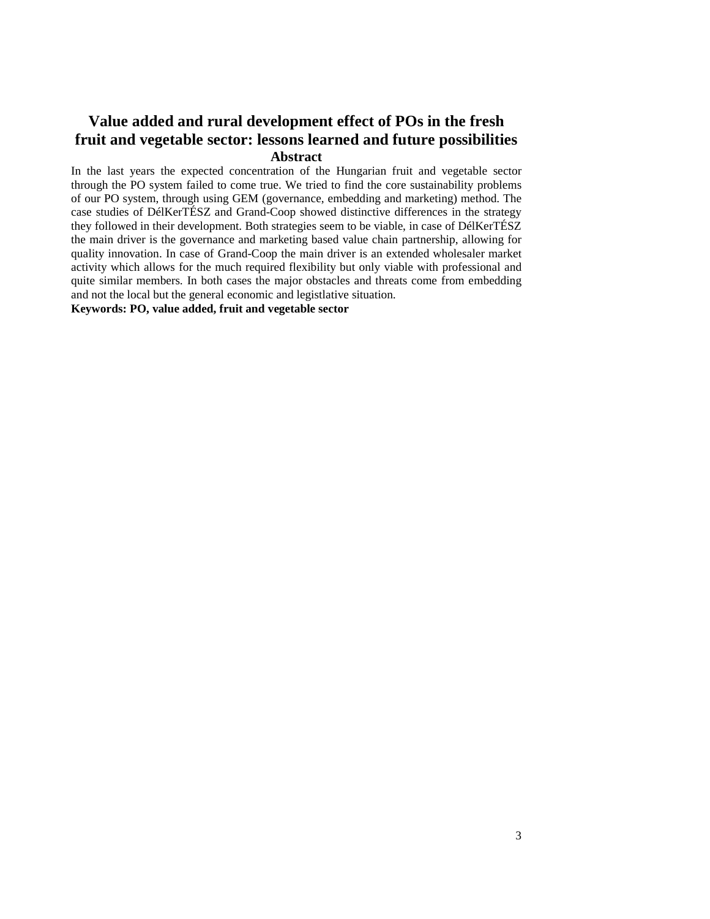# Value added and rural development effect of POs in the fresh fruit and vegetable sector: lessons learned and future possibilities

## Abstract

In the last years the expected concentration of the Hungarian fruit and vegetable sector through the PO system failed to come true. We tried to find the core sustainability problems of our PO system, through using GEM (governance, embedding and marketing) method. The case studies of DélKerTÉSZ and Grand-Coop showed distinctive differences in the strategy they followed in their development. Both strategies seem to be viable, in case of DélKerTÉSZ the main driver is the governance and marketing based value chain partnership, allowing for quality innovation. In case of Grand-Coop the main driver is an extended wholesaler market activity which allows for the much required flexibility but only viable with professional and quite similar members. In both cases the major obstacles and threats come from embedding and not the local but the general economic and legistlative situation.

**Keywords: PO, value added, fruit and vegetable sector**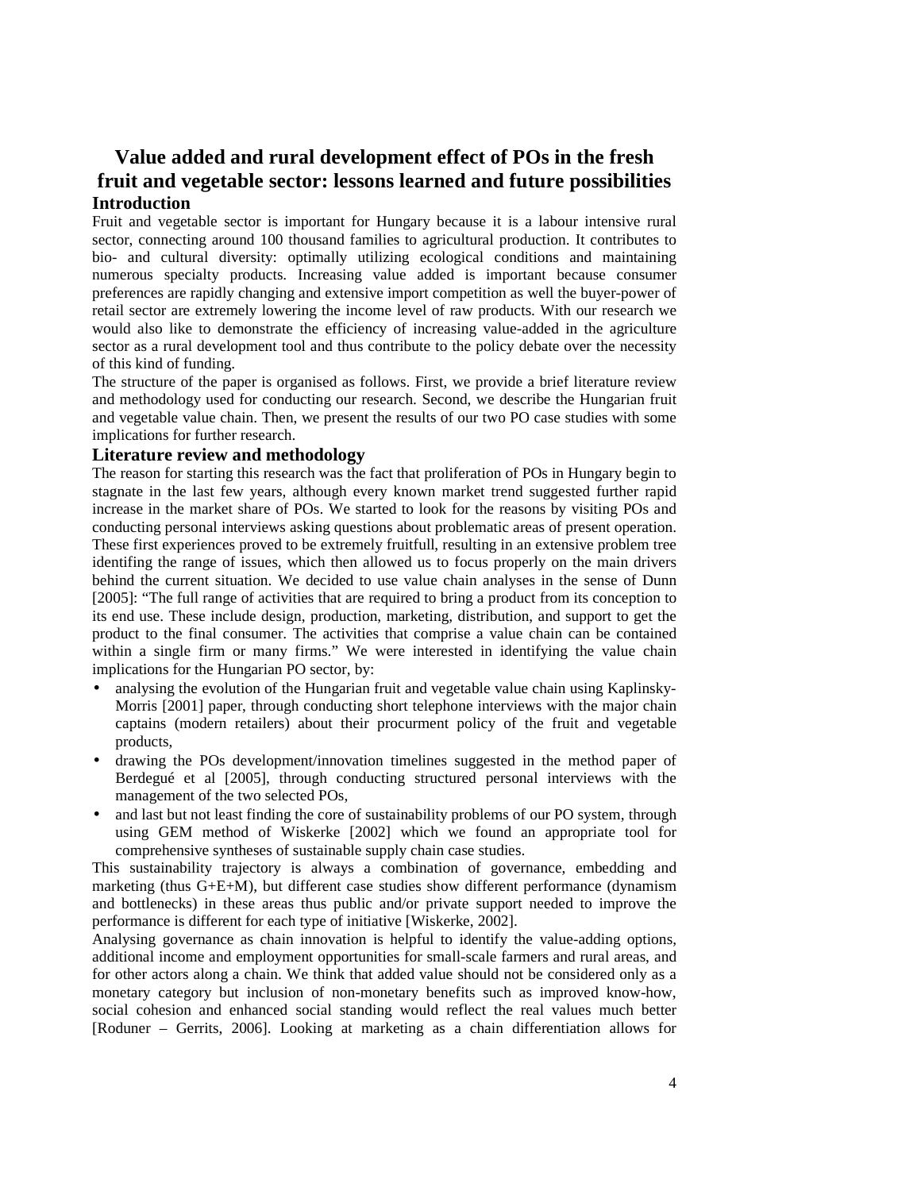# Value added and rural development effect of POs in the fresh fruit and vegetable sector: lessons learned and future possibilities

## Introduction

Fruit and vegetable sector is important for Hungary because it is a labour intensive rural sector, connecting around 100 thousand families to agricultural production. It contributes to bio- and cultural diversity: optimally utilizing ecological conditions and maintaining numerous specialty products. Increasing value added is important because consumer preferences are rapidly changing and extensive import competition as well the buyer-power of retail sector are extremely lowering the income level of raw products. With our research we would also like to demonstrate the efficiency of increasing value-added in the agriculture sector as a rural development tool and thus contribute to the policy debate over the necessity of this kind of funding.

The structure of the paper is organised as follows. First, we provide a brief literature review and methodology used for conducting our research. Second, we describe the Hungarian fruit and vegetable value chain. Then, we present the results of our two PO case studies with some implications for further research.

## Literature review and methodology

The reason for starting this research was the fact that proliferation of POs in Hungary begin to stagnate in the last few years, although every known market trend suggested further rapid increase in the market share of POs. We started to look for the reasons by visiting POs and conducting personal interviews asking questions about problematic areas of present operation. These first experiences proved to be extremely fruitfull, resulting in an extensive problem tree identifing the range of issues, which then allowed us to focus properly on the main drivers behind the current situation. We decided to use value chain analyses in the sense of Dunn [2005]: "The full range of activities that are required to bring a product from its conception to its end use. These include design, production, marketing, distribution, and support to get the product to the final consumer. The activities that comprise a value chain can be contained within a single firm or many firms." We were interested in identifying the value chain implications for the Hungarian PO sector, by:

- analysing the evolution of the Hungarian fruit and vegetable value chain using Kaplinsky-Morris [2001] paper, through conducting short telephone interviews with the major chain captains (modern retailers) about their procurment policy of the fruit and vegetable products,
- drawing the POs development/innovation timelines suggested in the method paper of Berdegué et al [2005], through conducting structured personal interviews with the management of the two selected POs,
- and last but not least finding the core of sustainability problems of our PO system, through using GEM method of Wiskerke [2002] which we found an appropriate tool for comprehensive syntheses of sustainable supply chain case studies.

This sustainability trajectory is always a combination of governance, embedding and marketing (thus G+E+M), but different case studies show different performance (dynamism and bottlenecks) in these areas thus public and/or private support needed to improve the performance is different for each type of initiative [Wiskerke, 2002].

Analysing governance as chain innovation is helpful to identify the value-adding options, additional income and employment opportunities for small-scale farmers and rural areas, and for other actors along a chain. We think that added value should not be considered only as a monetary category but inclusion of non-monetary benefits such as improved know-how, social cohesion and enhanced social standing would reflect the real values much better [Roduner – Gerrits, 2006]. Looking at marketing as a chain differentiation allows for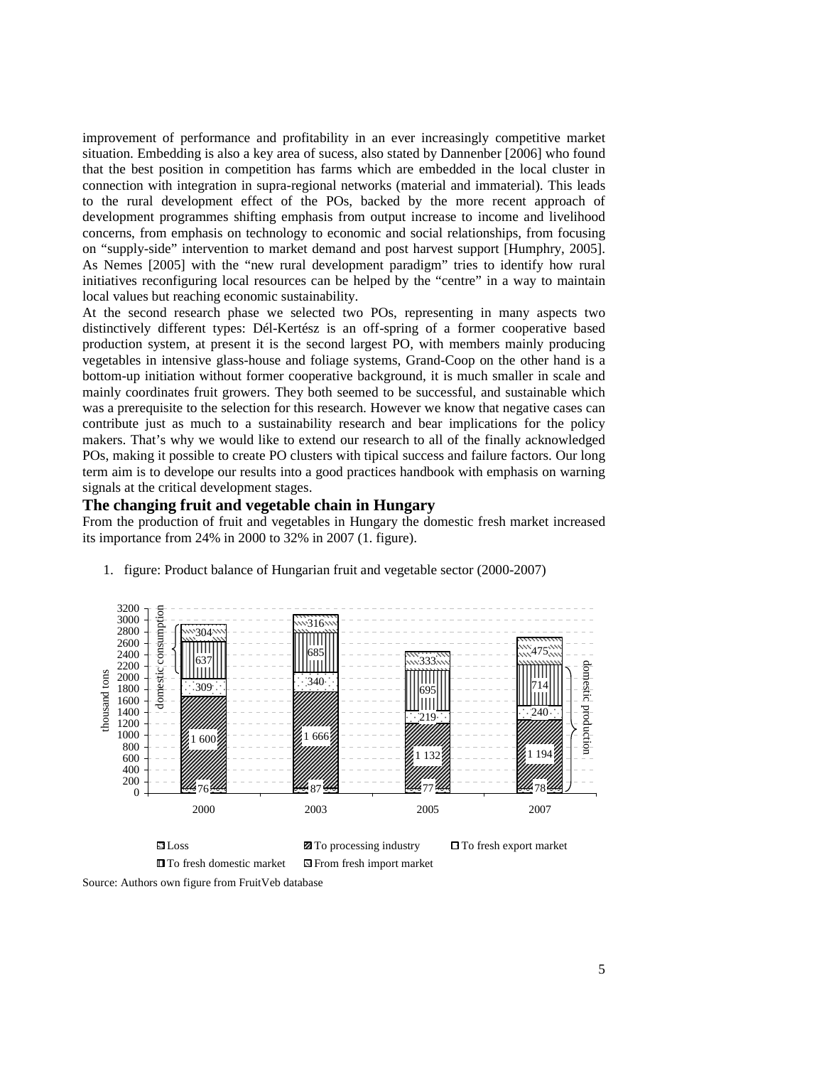improvement of performance and profitability in an ever increasingly competitive market situation. Embedding is also a key area of sucess, also stated by Dannenber [2006] who found that the best position in competition has farms which are embedded in the local cluster in connection with integration in supra-regional networks (material and immaterial). This leads to the rural development effect of the POs, backed by the more recent approach of development programmes shifting emphasis from output increase to income and livelihood concerns, from emphasis on technology to economic and social relationships, from focusing on "supply-side" intervention to market demand and post harvest support [Humphry, 2005]. As Nemes [2005] with the "new rural development paradigm" tries to identify how rural initiatives reconfiguring local resources can be helped by the "centre" in a way to maintain local values but reaching economic sustainability.

At the second research phase we selected two POs, representing in many aspects two distinctively different types: Dél-Kertész is an off-spring of a former cooperative based production system, at present it is the second largest PO, with members mainly producing vegetables in intensive glass-house and foliage systems, Grand-Coop on the other hand is a bottom-up initiation without former cooperative background, it is much smaller in scale and mainly coordinates fruit growers. They both seemed to be successful, and sustainable which was a prerequisite to the selection for this research. However we know that negative cases can contribute just as much to a sustainability research and bear implications for the policy makers. That's why we would like to extend our research to all of the finally acknowledged POs, making it possible to create PO clusters with tipical success and failure factors. Our long term aim is to develope our results into a good practices handbook with emphasis on warning signals at the critical development stages.

## The changing fruit and vegetable chain in Hungary

From the production of fruit and vegetables in Hungary the domestic fresh market increased its importance from 24% in 2000 to 32% in 2007 (1. figure).

1. figure: Product balance of Hungarian fruit and vegetable sector (2000-2007)

| thousand tons | 2000 | 2003 | 2005 | 2007 |
|---|---|---|---|---|
| Loss | 76 | 87 | 77 | 78 |
| To processing industry | 1 600 | 1 666 | 1 132 | 1 194 |
| To fresh export market | 309 | 340 | 219 | 240 |
| To fresh domestic market | 637 | 685 | 695 | 714 |
| From fresh import market | 304 | 316 | 333 | 475 |

Source: Authors own figure from FruitVeb database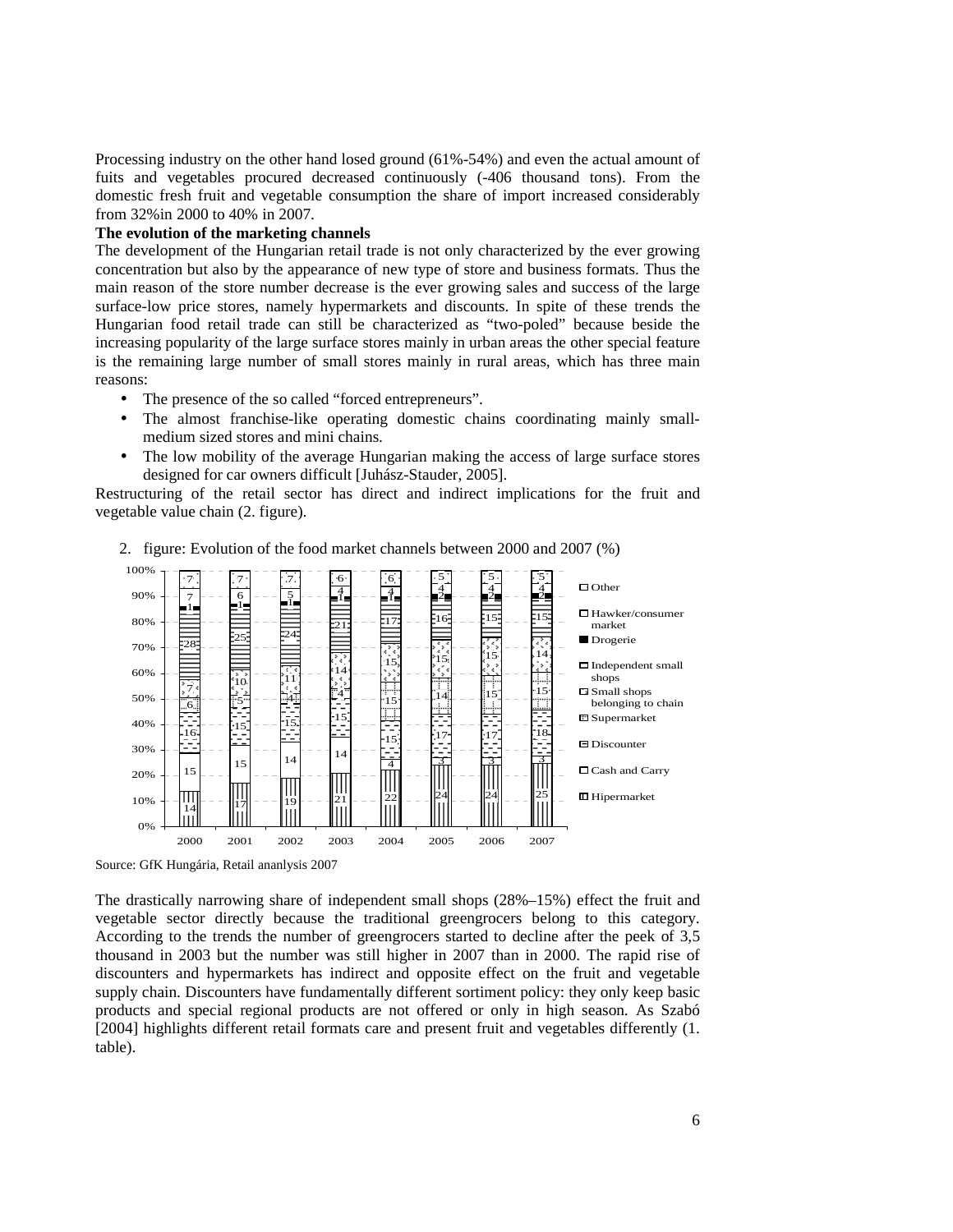Processing industry on the other hand losed ground (61%-54%) and even the actual amount of fuits and vegetables procured decreased continuously (-406 thousand tons). From the domestic fresh fruit and vegetable consumption the share of import increased considerably from 32%in 2000 to 40% in 2007.

**The evolution of the marketing channels**

The development of the Hungarian retail trade is not only characterized by the ever growing concentration but also by the appearance of new type of store and business formats. Thus the main reason of the store number decrease is the ever growing sales and success of the large surface-low price stores, namely hypermarkets and discounts. In spite of these trends the Hungarian food retail trade can still be characterized as "two-poled" because beside the increasing popularity of the large surface stores mainly in urban areas the other special feature is the remaining large number of small stores mainly in rural areas, which has three main reasons:

- The presence of the so called "forced entrepreneurs".
- The almost franchise-like operating domestic chains coordinating mainly small-medium sized stores and mini chains.
- The low mobility of the average Hungarian making the access of large surface stores designed for car owners difficult [Juhász-Stauder, 2005].

Restructuring of the retail sector has direct and indirect implications for the fruit and vegetable value chain (2. figure).

2. figure: Evolution of the food market channels between 2000 and 2007 (%)

| | 2000 | 2001 | 2002 | 2003 | 2004 | 2005 | 2006 | 2007 |
|---|---|---|---|---|---|---|---|---|
| Hipermarket | 14 | 17 | 19 | 21 | 22 | 24 | 24 | 25 |
| Cash and Carry | 15 | 15 | 14 | 14 | 4 | 3 | 3 | 3 |
| Discounter | 16 | 15 | 15 | 15 | 15 | 17 | 17 | 18 |
| Supermarket | 6 | 5 | 4 | 4 | 15 | 14 | 15 | 15 |
| Small shops belonging to chain | 7 | 10 | 11 | 14 | 15 | 15 | 15 | 14 |
| Independent small shops | 28 | 25 | 24 | 21 | 17 | 16 | 15 | 15 |
| Drogerie | 1 | 1 | 1 | 1 | 1 | 2 | 2 | 2 |
| Hawker/consumer market | 7 | 6 | 5 | 4 | 4 | 4 | 4 | 4 |
| Other | 7 | 7 | 7 | 6 | 6 | 5 | 5 | 5 |

Source: GfK Hungária, Retail ananlysis 2007

The drastically narrowing share of independent small shops (28%–15%) effect the fruit and vegetable sector directly because the traditional greengrocers belong to this category. According to the trends the number of greengrocers started to decline after the peek of 3,5 thousand in 2003 but the number was still higher in 2007 than in 2000. The rapid rise of discounters and hypermarkets has indirect and opposite effect on the fruit and vegetable supply chain. Discounters have fundamentally different sortiment policy: they only keep basic products and special regional products are not offered or only in high season. As Szabó [2004] highlights different retail formats care and present fruit and vegetables differently (1. table).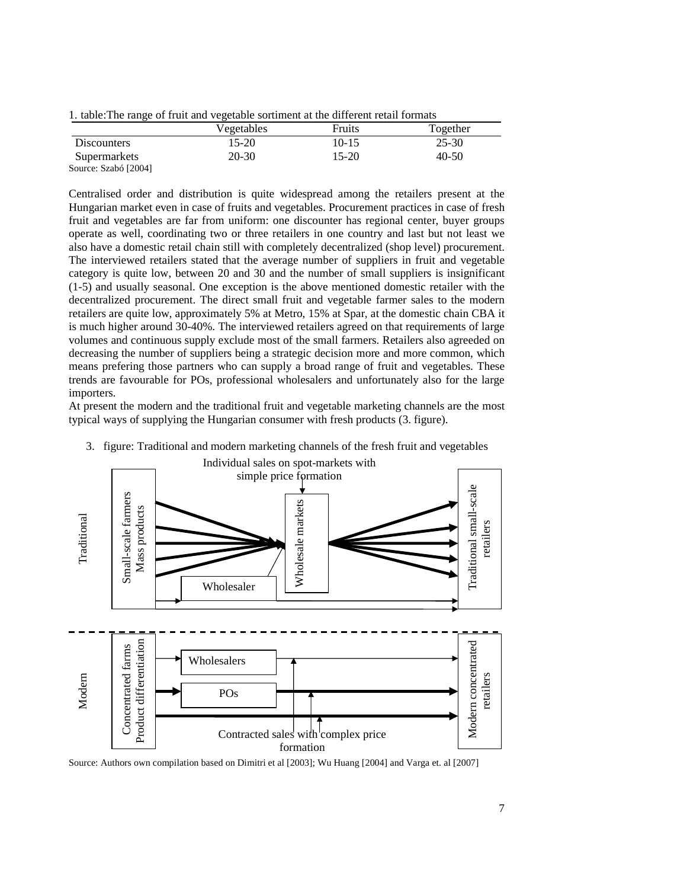1. table:The range of fruit and vegetable sortiment at the different retail formats

| | Vegetables | Fruits | Together |
|---|---|---|---|
| Discounters | 15-20 | 10-15 | 25-30 |
| Supermarkets | 20-30 | 15-20 | 40-50 |

Source: Szabó [2004]

Centralised order and distribution is quite widespread among the retailers present at the Hungarian market even in case of fruits and vegetables. Procurement practices in case of fresh fruit and vegetables are far from uniform: one discounter has regional center, buyer groups operate as well, coordinating two or three retailers in one country and last but not least we also have a domestic retail chain still with completely decentralized (shop level) procurement. The interviewed retailers stated that the average number of suppliers in fruit and vegetable category is quite low, between 20 and 30 and the number of small suppliers is insignificant (1-5) and usually seasonal. One exception is the above mentioned domestic retailer with the decentralized procurement. The direct small fruit and vegetable farmer sales to the modern retailers are quite low, approximately 5% at Metro, 15% at Spar, at the domestic chain CBA it is much higher around 30-40%. The interviewed retailers agreed on that requirements of large volumes and continuous supply exclude most of the small farmers. Retailers also agreeded on decreasing the number of suppliers being a strategic decision more and more common, which means prefering those partners who can supply a broad range of fruit and vegetables. These trends are favourable for POs, professional wholesalers and unfortunately also for the large importers.

At present the modern and the traditional fruit and vegetable marketing channels are the most typical ways of supplying the Hungarian consumer with fresh products (3. figure).

3. figure: Traditional and modern marketing channels of the fresh fruit and vegetables

Individual sales on spot-markets with simple price formation

Traditional: Small-scale farmers Mass products → Wholesale markets / Wholesaler → Traditional small-scale retailers

Modern: Concentrated farms Product differentiation → Wholesalers / POs → Modern concentrated retailers

Contracted sales with complex price formation

Source: Authors own compilation based on Dimitri et al [2003]; Wu Huang [2004] and Varga et. al [2007]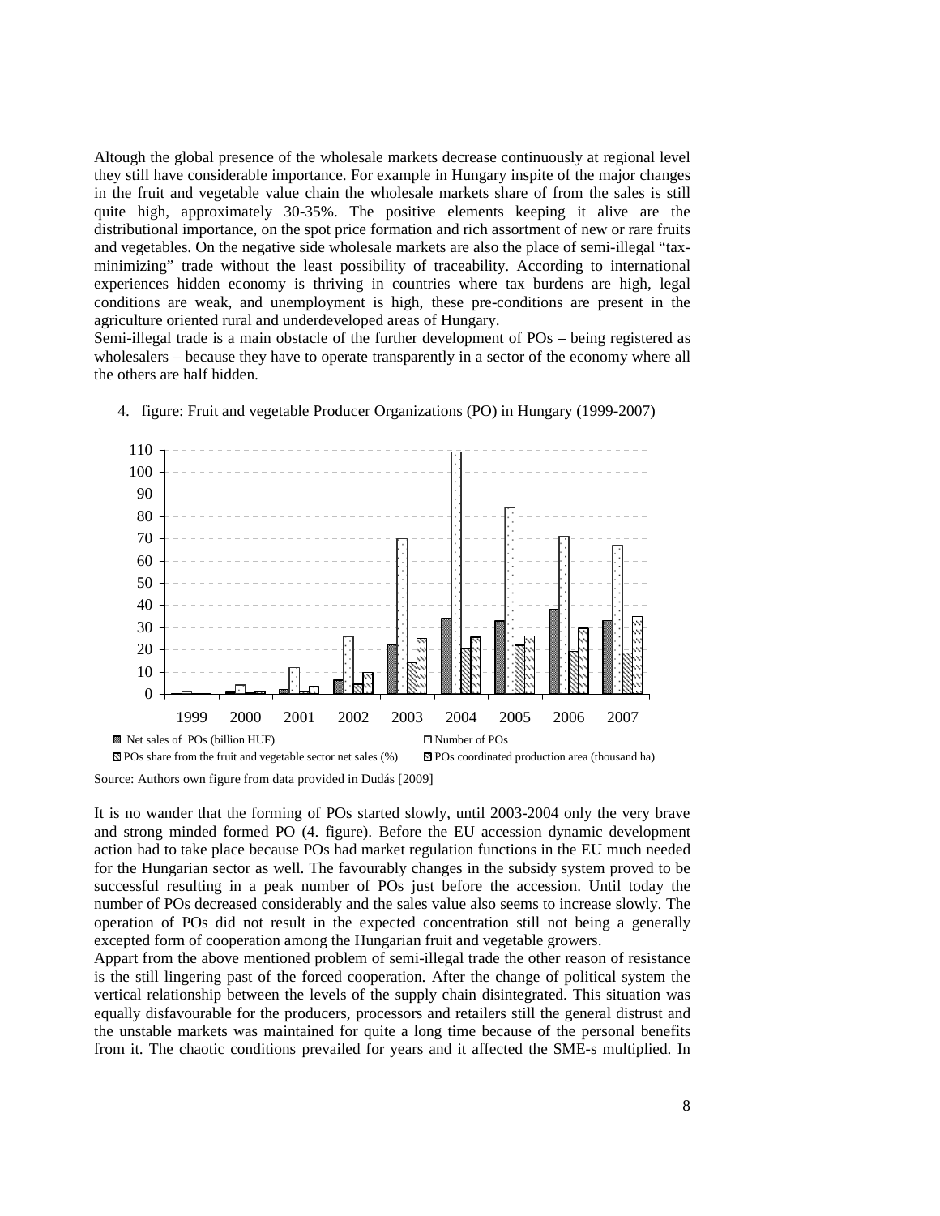Altough the global presence of the wholesale markets decrease continuously at regional level they still have considerable importance. For example in Hungary inspite of the major changes in the fruit and vegetable value chain the wholesale markets share of from the sales is still quite high, approximately 30-35%. The positive elements keeping it alive are the distributional importance, on the spot price formation and rich assortment of new or rare fruits and vegetables. On the negative side wholesale markets are also the place of semi-illegal "tax-minimizing" trade without the least possibility of traceability. According to international experiences hidden economy is thriving in countries where tax burdens are high, legal conditions are weak, and unemployment is high, these pre-conditions are present in the agriculture oriented rural and underdeveloped areas of Hungary.

Semi-illegal trade is a main obstacle of the further development of POs – being registered as wholesalers – because they have to operate transparently in a sector of the economy where all the others are half hidden.

4. figure: Fruit and vegetable Producer Organizations (PO) in Hungary (1999-2007)

Legend: Net sales of POs (billion HUF); Number of POs; POs share from the fruit and vegetable sector net sales (%); POs coordinated production area (thousand ha)

Source: Authors own figure from data provided in Dudás [2009]

It is no wander that the forming of POs started slowly, until 2003-2004 only the very brave and strong minded formed PO (4. figure). Before the EU accession dynamic development action had to take place because POs had market regulation functions in the EU much needed for the Hungarian sector as well. The favourably changes in the subsidy system proved to be successful resulting in a peak number of POs just before the accession. Until today the number of POs decreased considerably and the sales value also seems to increase slowly. The operation of POs did not result in the expected concentration still not being a generally excepted form of cooperation among the Hungarian fruit and vegetable growers.

Appart from the above mentioned problem of semi-illegal trade the other reason of resistance is the still lingering past of the forced cooperation. After the change of political system the vertical relationship between the levels of the supply chain disintegrated. This situation was equally disfavourable for the producers, processors and retailers still the general distrust and the unstable markets was maintained for quite a long time because of the personal benefits from it. The chaotic conditions prevailed for years and it affected the SME-s multiplied. In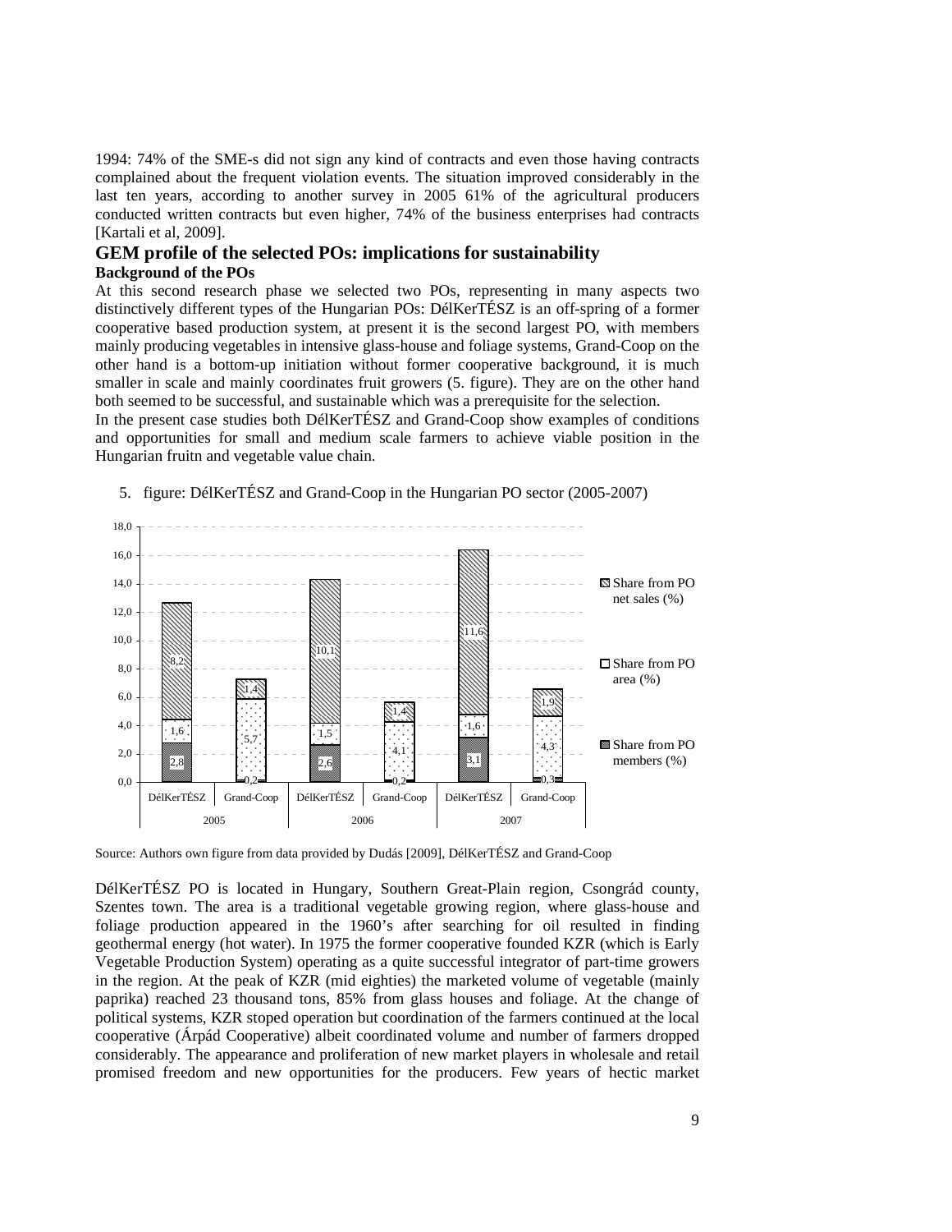1994: 74% of the SME-s did not sign any kind of contracts and even those having contracts complained about the frequent violation events. The situation improved considerably in the last ten years, according to another survey in 2005 61% of the agricultural producers conducted written contracts but even higher, 74% of the business enterprises had contracts [Kartali et al, 2009].

## GEM profile of the selected POs: implications for sustainability

### Background of the POs

At this second research phase we selected two POs, representing in many aspects two distinctively different types of the Hungarian POs: DélKerTÉSZ is an off-spring of a former cooperative based production system, at present it is the second largest PO, with members mainly producing vegetables in intensive glass-house and foliage systems, Grand-Coop on the other hand is a bottom-up initiation without former cooperative background, it is much smaller in scale and mainly coordinates fruit growers (5. figure). They are on the other hand both seemed to be successful, and sustainable which was a prerequisite for the selection.

In the present case studies both DélKerTÉSZ and Grand-Coop show examples of conditions and opportunities for small and medium scale farmers to achieve viable position in the Hungarian fruitn and vegetable value chain.

5. figure: DélKerTÉSZ and Grand-Coop in the Hungarian PO sector (2005-2007)

| Year | PO | Share from PO members (%) | Share from PO area (%) | Share from PO net sales (%) |
|---|---|---|---|---|
| 2005 | DélKerTÉSZ | 2,8 | 1,6 | 8,2 |
| 2005 | Grand-Coop | 0,2 | 5,7 | 1,4 |
| 2006 | DélKerTÉSZ | 2,6 | 1,5 | 10,1 |
| 2006 | Grand-Coop | 0,2 | 4,1 | 1,4 |
| 2007 | DélKerTÉSZ | 3,1 | 1,6 | 11,6 |
| 2007 | Grand-Coop | 0,3 | 4,3 | 1,9 |

Source: Authors own figure from data provided by Dudás [2009], DélKerTÉSZ and Grand-Coop

DélKerTÉSZ PO is located in Hungary, Southern Great-Plain region, Csongrád county, Szentes town. The area is a traditional vegetable growing region, where glass-house and foliage production appeared in the 1960's after searching for oil resulted in finding geothermal energy (hot water). In 1975 the former cooperative founded KZR (which is Early Vegetable Production System) operating as a quite successful integrator of part-time growers in the region. At the peak of KZR (mid eighties) the marketed volume of vegetable (mainly paprika) reached 23 thousand tons, 85% from glass houses and foliage. At the change of political systems, KZR stoped operation but coordination of the farmers continued at the local cooperative (Árpád Cooperative) albeit coordinated volume and number of farmers dropped considerably. The appearance and proliferation of new market players in wholesale and retail promised freedom and new opportunities for the producers. Few years of hectic market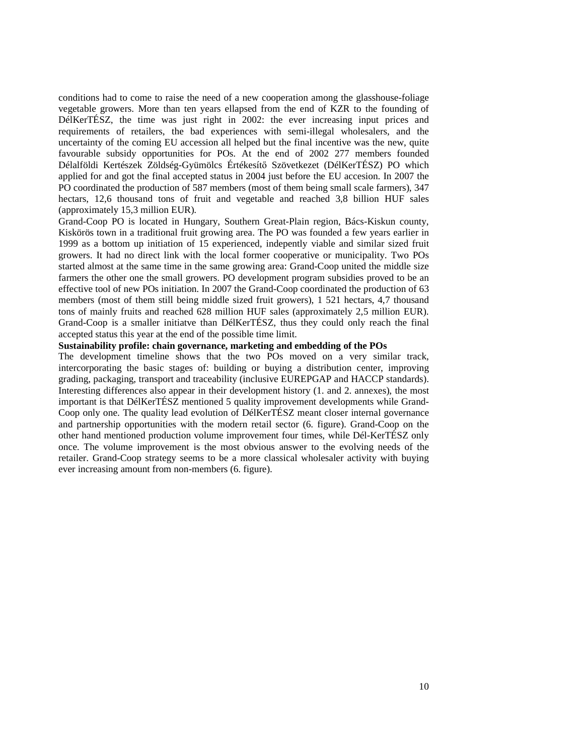conditions had to come to raise the need of a new cooperation among the glasshouse-foliage vegetable growers. More than ten years ellapsed from the end of KZR to the founding of DélKerTÉSZ, the time was just right in 2002: the ever increasing input prices and requirements of retailers, the bad experiences with semi-illegal wholesalers, and the uncertainty of the coming EU accession all helped but the final incentive was the new, quite favourable subsidy opportunities for POs. At the end of 2002 277 members founded Délalföldi Kertészek Zöldség-Gyümölcs Értékesítő Szövetkezet (DélKerTÉSZ) PO which applied for and got the final accepted status in 2004 just before the EU accesion. In 2007 the PO coordinated the production of 587 members (most of them being small scale farmers), 347 hectars, 12,6 thousand tons of fruit and vegetable and reached 3,8 billion HUF sales (approximately 15,3 million EUR).

Grand-Coop PO is located in Hungary, Southern Great-Plain region, Bács-Kiskun county, Kiskörös town in a traditional fruit growing area. The PO was founded a few years earlier in 1999 as a bottom up initiation of 15 experienced, indepently viable and similar sized fruit growers. It had no direct link with the local former cooperative or municipality. Two POs started almost at the same time in the same growing area: Grand-Coop united the middle size farmers the other one the small growers. PO development program subsidies proved to be an effective tool of new POs initiation. In 2007 the Grand-Coop coordinated the production of 63 members (most of them still being middle sized fruit growers), 1 521 hectars, 4,7 thousand tons of mainly fruits and reached 628 million HUF sales (approximately 2,5 million EUR). Grand-Coop is a smaller initiatve than DélKerTÉSZ, thus they could only reach the final accepted status this year at the end of the possible time limit.

**Sustainability profile: chain governance, marketing and embedding of the POs**

The development timeline shows that the two POs moved on a very similar track, intercorporating the basic stages of: building or buying a distribution center, improving grading, packaging, transport and traceability (inclusive EUREPGAP and HACCP standards). Interesting differences also appear in their development history (1. and 2. annexes), the most important is that DélKerTÉSZ mentioned 5 quality improvement developments while Grand-Coop only one. The quality lead evolution of DélKerTÉSZ meant closer internal governance and partnership opportunities with the modern retail sector (6. figure). Grand-Coop on the other hand mentioned production volume improvement four times, while Dél-KerTÉSZ only once. The volume improvement is the most obvious answer to the evolving needs of the retailer. Grand-Coop strategy seems to be a more classical wholesaler activity with buying ever increasing amount from non-members (6. figure).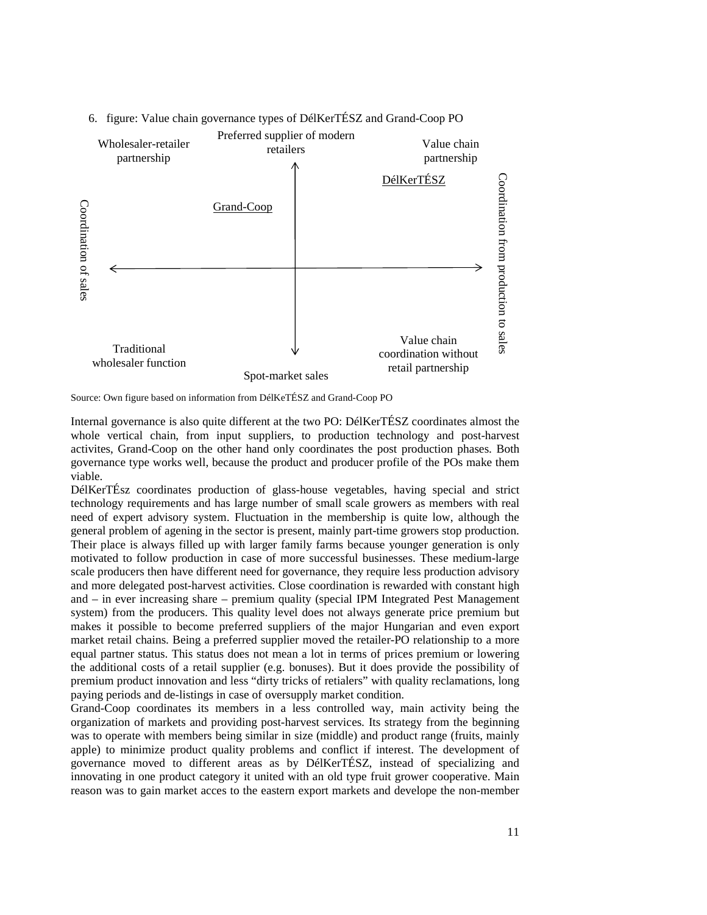6. figure: Value chain governance types of DélKerTÉSZ and Grand-Coop PO

Wholesaler-retailer partnership

Preferred supplier of modern retailers

Value chain partnership

DélKerTÉSZ

Grand-Coop

Coordination of sales

Coordination from production to sales

Traditional wholesaler function

Spot-market sales

Value chain coordination without retail partnership

Source: Own figure based on information from DélKeTÉSZ and Grand-Coop PO

Internal governance is also quite different at the two PO: DélKerTÉSZ coordinates almost the whole vertical chain, from input suppliers, to production technology and post-harvest activites, Grand-Coop on the other hand only coordinates the post production phases. Both governance type works well, because the product and producer profile of the POs make them viable.

DélKerTÉsz coordinates production of glass-house vegetables, having special and strict technology requirements and has large number of small scale growers as members with real need of expert advisory system. Fluctuation in the membership is quite low, although the general problem of agening in the sector is present, mainly part-time growers stop production. Their place is always filled up with larger family farms because younger generation is only motivated to follow production in case of more successful businesses. These medium-large scale producers then have different need for governance, they require less production advisory and more delegated post-harvest activities. Close coordination is rewarded with constant high and – in ever increasing share – premium quality (special IPM Integrated Pest Management system) from the producers. This quality level does not always generate price premium but makes it possible to become preferred suppliers of the major Hungarian and even export market retail chains. Being a preferred supplier moved the retailer-PO relationship to a more equal partner status. This status does not mean a lot in terms of prices premium or lowering the additional costs of a retail supplier (e.g. bonuses). But it does provide the possibility of premium product innovation and less "dirty tricks of retialers" with quality reclamations, long paying periods and de-listings in case of oversupply market condition.

Grand-Coop coordinates its members in a less controlled way, main activity being the organization of markets and providing post-harvest services. Its strategy from the beginning was to operate with members being similar in size (middle) and product range (fruits, mainly apple) to minimize product quality problems and conflict if interest. The development of governance moved to different areas as by DélKerTÉSZ, instead of specializing and innovating in one product category it united with an old type fruit grower cooperative. Main reason was to gain market acces to the eastern export markets and develope the non-member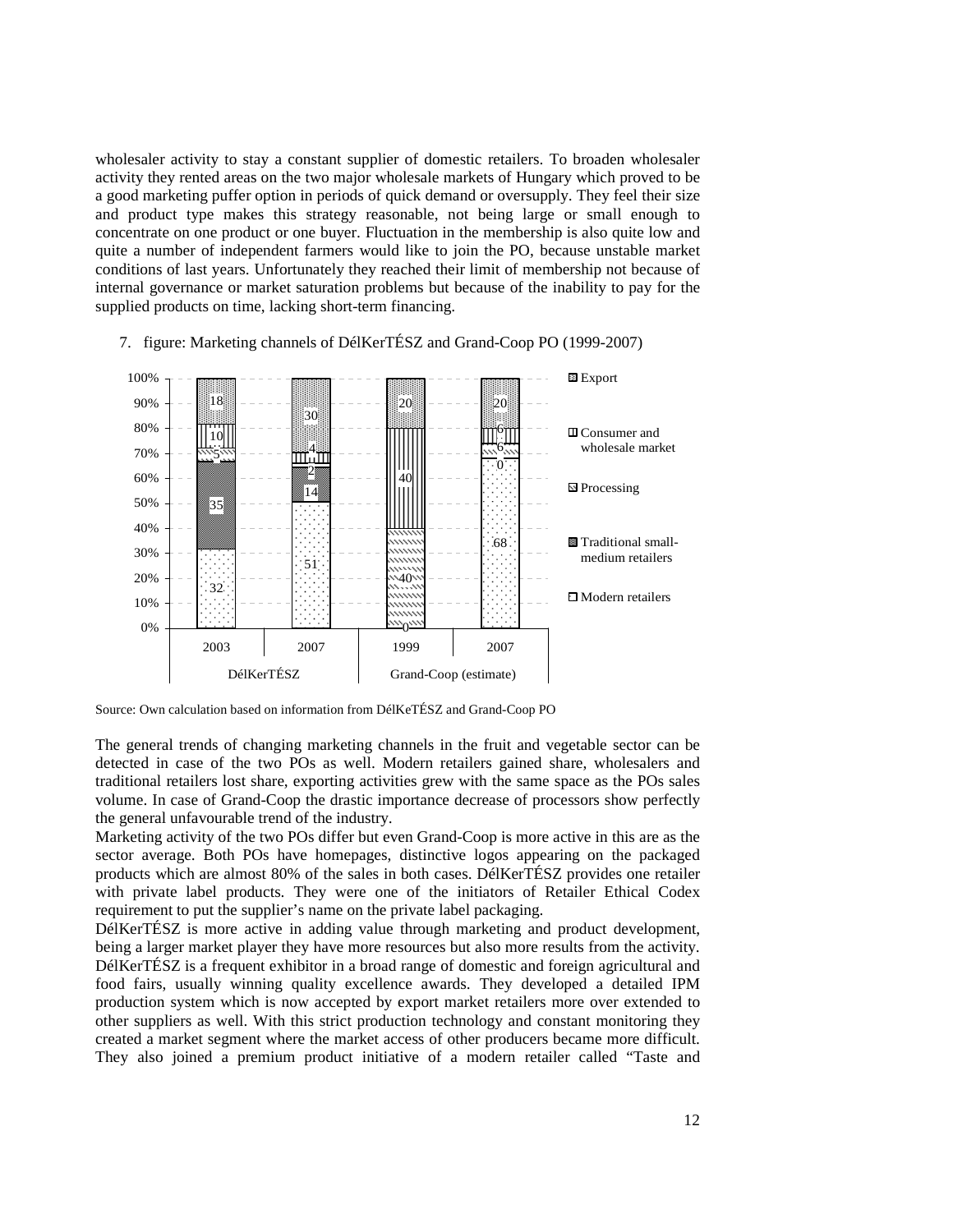wholesaler activity to stay a constant supplier of domestic retailers. To broaden wholesaler activity they rented areas on the two major wholesale markets of Hungary which proved to be a good marketing puffer option in periods of quick demand or oversupply. They feel their size and product type makes this strategy reasonable, not being large or small enough to concentrate on one product or one buyer. Fluctuation in the membership is also quite low and quite a number of independent farmers would like to join the PO, because unstable market conditions of last years. Unfortunately they reached their limit of membership not because of internal governance or market saturation problems but because of the inability to pay for the supplied products on time, lacking short-term financing.

7. figure: Marketing channels of DélKerTÉSZ and Grand-Coop PO (1999-2007)

| | DélKerTÉSZ 2003 | DélKerTÉSZ 2007 | Grand-Coop (estimate) 1999 | Grand-Coop (estimate) 2007 |
|---|---|---|---|---|
| Export | 18 | 30 | 20 | 20 |
| Consumer and wholesale market | 10 | 4 | 40 | 6 |
| Processing | 5 | 1 | 40 | 6 |
| Traditional small-medium retailers | 35 | 14 | 0 | 0 |
| Modern retailers | 32 | 51 | 0 | 68 |

Source: Own calculation based on information from DélKeTÉSZ and Grand-Coop PO

The general trends of changing marketing channels in the fruit and vegetable sector can be detected in case of the two POs as well. Modern retailers gained share, wholesalers and traditional retailers lost share, exporting activities grew with the same space as the POs sales volume. In case of Grand-Coop the drastic importance decrease of processors show perfectly the general unfavourable trend of the industry.

Marketing activity of the two POs differ but even Grand-Coop is more active in this are as the sector average. Both POs have homepages, distinctive logos appearing on the packaged products which are almost 80% of the sales in both cases. DélKerTÉSZ provides one retailer with private label products. They were one of the initiators of Retailer Ethical Codex requirement to put the supplier's name on the private label packaging.

DélKerTÉSZ is more active in adding value through marketing and product development, being a larger market player they have more resources but also more results from the activity. DélKerTÉSZ is a frequent exhibitor in a broad range of domestic and foreign agricultural and food fairs, usually winning quality excellence awards. They developed a detailed IPM production system which is now accepted by export market retailers more over extended to other suppliers as well. With this strict production technology and constant monitoring they created a market segment where the market access of other producers became more difficult. They also joined a premium product initiative of a modern retailer called "Taste and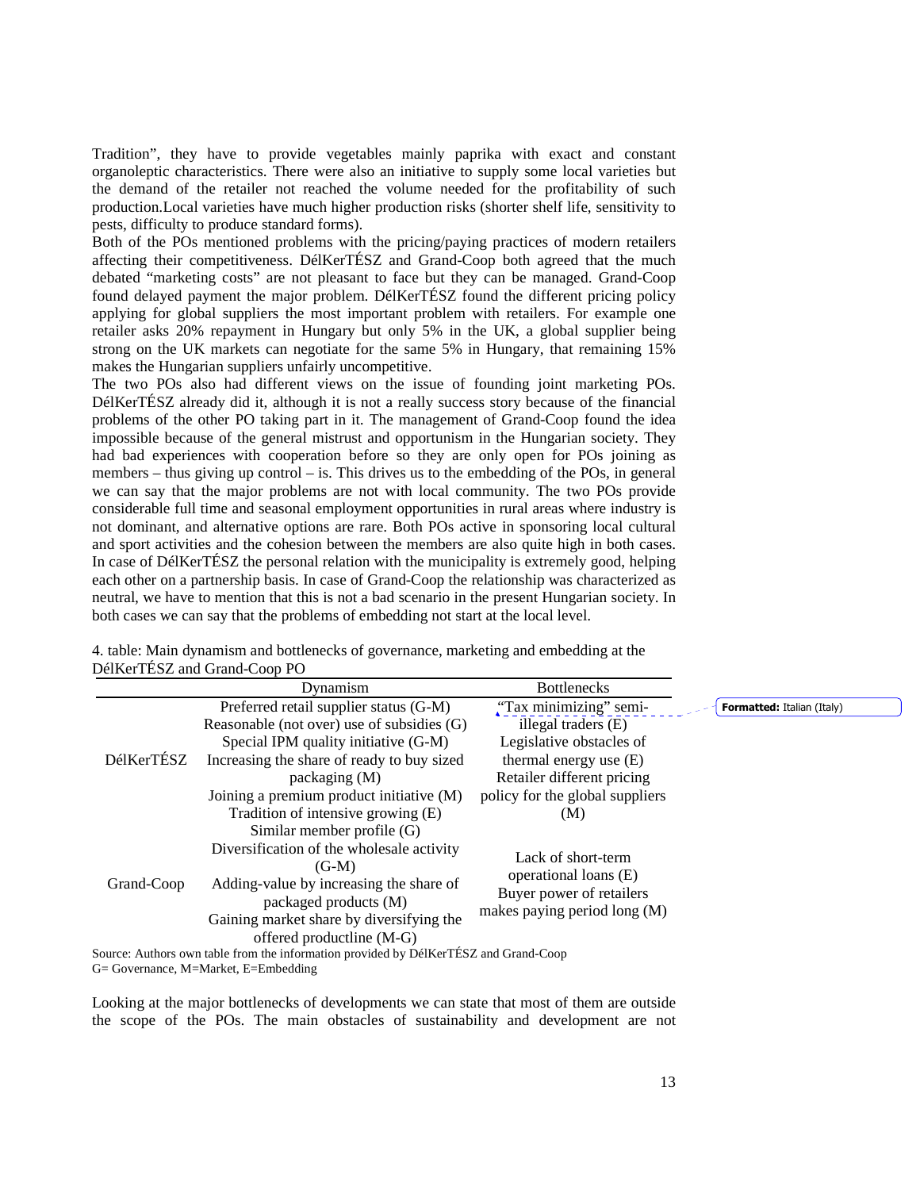Tradition", they have to provide vegetables mainly paprika with exact and constant organoleptic characteristics. There were also an initiative to supply some local varieties but the demand of the retailer not reached the volume needed for the profitability of such production.Local varieties have much higher production risks (shorter shelf life, sensitivity to pests, difficulty to produce standard forms).

Both of the POs mentioned problems with the pricing/paying practices of modern retailers affecting their competitiveness. DélKerTÉSZ and Grand-Coop both agreed that the much debated "marketing costs" are not pleasant to face but they can be managed. Grand-Coop found delayed payment the major problem. DélKerTÉSZ found the different pricing policy applying for global suppliers the most important problem with retailers. For example one retailer asks 20% repayment in Hungary but only 5% in the UK, a global supplier being strong on the UK markets can negotiate for the same 5% in Hungary, that remaining 15% makes the Hungarian suppliers unfairly uncompetitive.

The two POs also had different views on the issue of founding joint marketing POs. DélKerTÉSZ already did it, although it is not a really success story because of the financial problems of the other PO taking part in it. The management of Grand-Coop found the idea impossible because of the general mistrust and opportunism in the Hungarian society. They had bad experiences with cooperation before so they are only open for POs joining as members – thus giving up control – is. This drives us to the embedding of the POs, in general we can say that the major problems are not with local community. The two POs provide considerable full time and seasonal employment opportunities in rural areas where industry is not dominant, and alternative options are rare. Both POs active in sponsoring local cultural and sport activities and the cohesion between the members are also quite high in both cases. In case of DélKerTÉSZ the personal relation with the municipality is extremely good, helping each other on a partnership basis. In case of Grand-Coop the relationship was characterized as neutral, we have to mention that this is not a bad scenario in the present Hungarian society. In both cases we can say that the problems of embedding not start at the local level.

4. table: Main dynamism and bottlenecks of governance, marketing and embedding at the DélKerTÉSZ and Grand-Coop PO

| | Dynamism | Bottlenecks |
|---|---|---|
| DélKerTÉSZ | Preferred retail supplier status (G-M)<br>Reasonable (not over) use of subsidies (G)<br>Special IPM quality initiative (G-M)<br>Increasing the share of ready to buy sized packaging (M)<br>Joining a premium product initiative (M)<br>Tradition of intensive growing (E) | "Tax minimizing" semi-illegal traders (E)<br>Legislative obstacles of thermal energy use (E)<br>Retailer different pricing policy for the global suppliers (M) |
| Grand-Coop | Similar member profile (G)<br>Diversification of the wholesale activity (G-M)<br>Adding-value by increasing the share of packaged products (M)<br>Gaining market share by diversifying the offered productline (M-G) | Lack of short-term operational loans (E)<br>Buyer power of retailers makes paying period long (M) |

Source: Authors own table from the information provided by DélKerTÉSZ and Grand-Coop
G= Governance, M=Market, E=Embedding

Looking at the major bottlenecks of developments we can state that most of them are outside the scope of the POs. The main obstacles of sustainability and development are not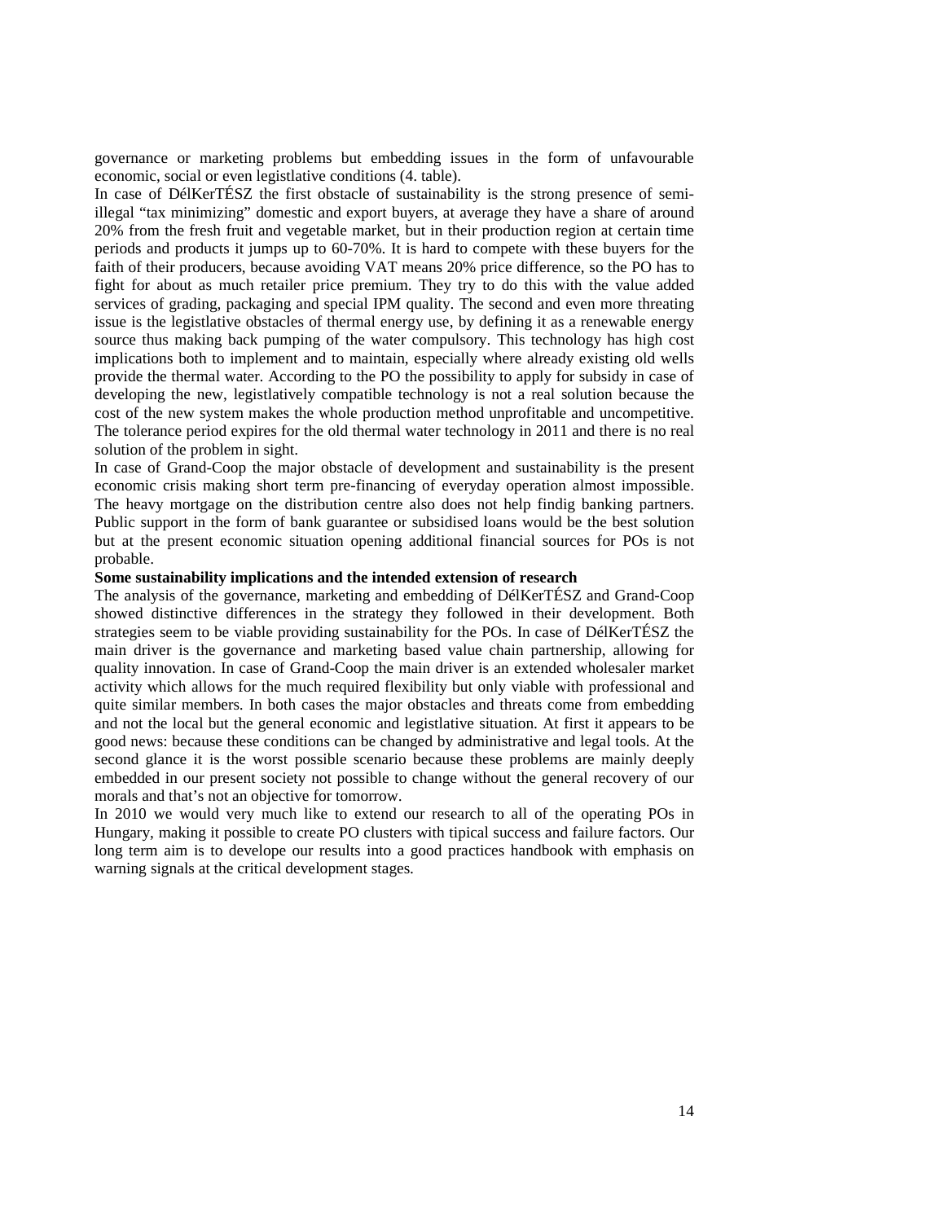governance or marketing problems but embedding issues in the form of unfavourable economic, social or even legistlative conditions (4. table).

In case of DélKerTÉSZ the first obstacle of sustainability is the strong presence of semi-illegal "tax minimizing" domestic and export buyers, at average they have a share of around 20% from the fresh fruit and vegetable market, but in their production region at certain time periods and products it jumps up to 60-70%. It is hard to compete with these buyers for the faith of their producers, because avoiding VAT means 20% price difference, so the PO has to fight for about as much retailer price premium. They try to do this with the value added services of grading, packaging and special IPM quality. The second and even more threating issue is the legistlative obstacles of thermal energy use, by defining it as a renewable energy source thus making back pumping of the water compulsory. This technology has high cost implications both to implement and to maintain, especially where already existing old wells provide the thermal water. According to the PO the possibility to apply for subsidy in case of developing the new, legistlatively compatible technology is not a real solution because the cost of the new system makes the whole production method unprofitable and uncompetitive. The tolerance period expires for the old thermal water technology in 2011 and there is no real solution of the problem in sight.

In case of Grand-Coop the major obstacle of development and sustainability is the present economic crisis making short term pre-financing of everyday operation almost impossible. The heavy mortgage on the distribution centre also does not help findig banking partners. Public support in the form of bank guarantee or subsidised loans would be the best solution but at the present economic situation opening additional financial sources for POs is not probable.

**Some sustainability implications and the intended extension of research**

The analysis of the governance, marketing and embedding of DélKerTÉSZ and Grand-Coop showed distinctive differences in the strategy they followed in their development. Both strategies seem to be viable providing sustainability for the POs. In case of DélKerTÉSZ the main driver is the governance and marketing based value chain partnership, allowing for quality innovation. In case of Grand-Coop the main driver is an extended wholesaler market activity which allows for the much required flexibility but only viable with professional and quite similar members. In both cases the major obstacles and threats come from embedding and not the local but the general economic and legistlative situation. At first it appears to be good news: because these conditions can be changed by administrative and legal tools. At the second glance it is the worst possible scenario because these problems are mainly deeply embedded in our present society not possible to change without the general recovery of our morals and that's not an objective for tomorrow.

In 2010 we would very much like to extend our research to all of the operating POs in Hungary, making it possible to create PO clusters with tipical success and failure factors. Our long term aim is to develope our results into a good practices handbook with emphasis on warning signals at the critical development stages.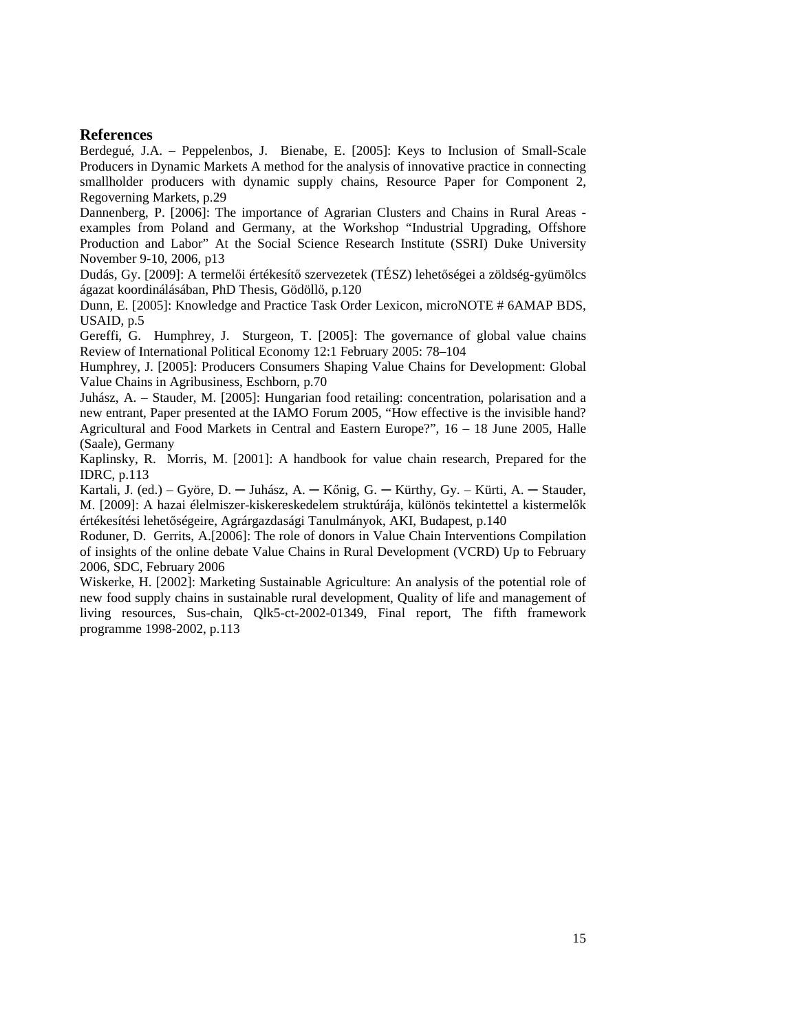## References

Berdegué, J.A. – Peppelenbos, J. Bienabe, E. [2005]: Keys to Inclusion of Small-Scale Producers in Dynamic Markets A method for the analysis of innovative practice in connecting smallholder producers with dynamic supply chains, Resource Paper for Component 2, Regoverning Markets, p.29

Dannenberg, P. [2006]: The importance of Agrarian Clusters and Chains in Rural Areas - examples from Poland and Germany, at the Workshop "Industrial Upgrading, Offshore Production and Labor" At the Social Science Research Institute (SSRI) Duke University November 9-10, 2006, p13

Dudás, Gy. [2009]: A termelői értékesítő szervezetek (TÉSZ) lehetőségei a zöldség-gyümölcs ágazat koordinálásában, PhD Thesis, Gödöllő, p.120

Dunn, E. [2005]: Knowledge and Practice Task Order Lexicon, microNOTE # 6AMAP BDS, USAID, p.5

Gereffi, G. Humphrey, J. Sturgeon, T. [2005]: The governance of global value chains Review of International Political Economy 12:1 February 2005: 78–104

Humphrey, J. [2005]: Producers Consumers Shaping Value Chains for Development: Global Value Chains in Agribusiness, Eschborn, p.70

Juhász, A. – Stauder, M. [2005]: Hungarian food retailing: concentration, polarisation and a new entrant, Paper presented at the IAMO Forum 2005, "How effective is the invisible hand? Agricultural and Food Markets in Central and Eastern Europe?", 16 – 18 June 2005, Halle (Saale), Germany

Kaplinsky, R. Morris, M. [2001]: A handbook for value chain research, Prepared for the IDRC, p.113

Kartali, J. (ed.) – Györe, D. ─ Juhász, A. ─ Kőnig, G. ─ Kürthy, Gy. – Kürti, A. ─ Stauder, M. [2009]: A hazai élelmiszer-kiskereskedelem struktúrája, különös tekintettel a kistermelők értékesítési lehetőségeire, Agrárgazdasági Tanulmányok, AKI, Budapest, p.140

Roduner, D. Gerrits, A.[2006]: The role of donors in Value Chain Interventions Compilation of insights of the online debate Value Chains in Rural Development (VCRD) Up to February 2006, SDC, February 2006

Wiskerke, H. [2002]: Marketing Sustainable Agriculture: An analysis of the potential role of new food supply chains in sustainable rural development, Quality of life and management of living resources, Sus-chain, Qlk5-ct-2002-01349, Final report, The fifth framework programme 1998-2002, p.113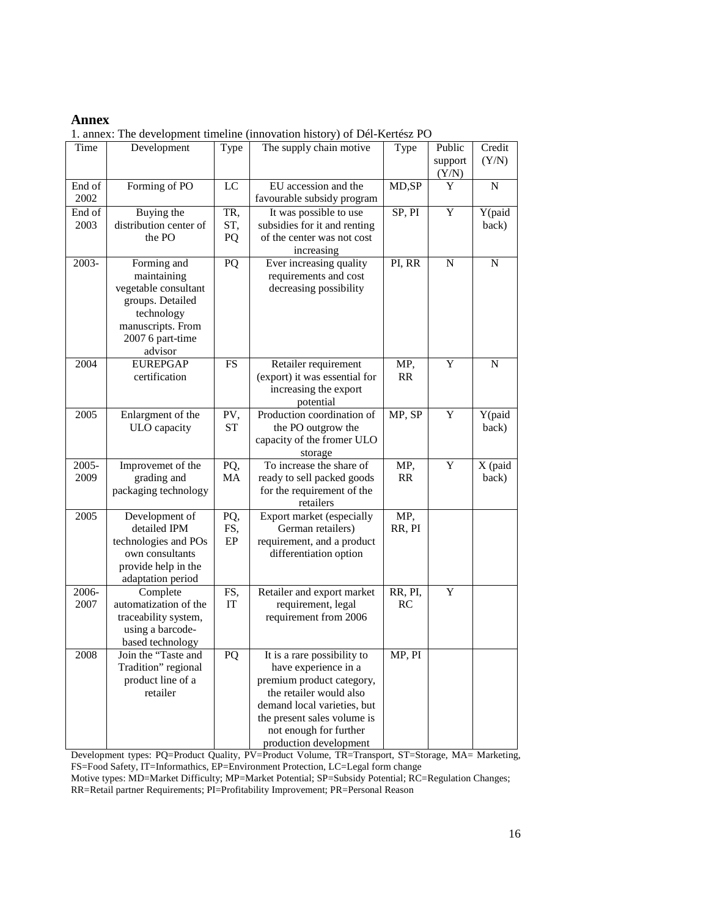## Annex

1. annex: The development timeline (innovation history) of Dél-Kertész PO

| Time | Development | Type | The supply chain motive | Type | Public support (Y/N) | Credit (Y/N) |
|---|---|---|---|---|---|---|
| End of 2002 | Forming of PO | LC | EU accession and the favourable subsidy program | MD,SP | Y | N |
| End of 2003 | Buying the distribution center of the PO | TR, ST, PQ | It was possible to use subsidies for it and renting of the center was not cost increasing | SP, PI | Y | Y(paid back) |
| 2003- | Forming and maintaining vegetable consultant groups. Detailed technology manuscripts. From 2007 6 part-time advisor | PQ | Ever increasing quality requirements and cost decreasing possibility | PI, RR | N | N |
| 2004 | EUREPGAP certification | FS | Retailer requirement (export) it was essential for increasing the export potential | MP, RR | Y | N |
| 2005 | Enlargment of the ULO capacity | PV, ST | Production coordination of the PO outgrow the capacity of the fromer ULO storage | MP, SP | Y | Y(paid back) |
| 2005-2009 | Improvemet of the grading and packaging technology | PQ, MA | To increase the share of ready to sell packed goods for the requirement of the retailers | MP, RR | Y | X (paid back) |
| 2005 | Development of detailed IPM technologies and POs own consultants provide help in the adaptation period | PQ, FS, EP | Export market (especially German retailers) requirement, and a product differentiation option | MP, RR, PI | | |
| 2006-2007 | Complete automatization of the traceability system, using a barcode-based technology | FS, IT | Retailer and export market requirement, legal requirement from 2006 | RR, PI, RC | Y | |
| 2008 | Join the "Taste and Tradition" regional product line of a retailer | PQ | It is a rare possibility to have experience in a premium product category, the retailer would also demand local varieties, but the present sales volume is not enough for further production development | MP, PI | | |

Development types: PQ=Product Quality, PV=Product Volume, TR=Transport, ST=Storage, MA= Marketing, FS=Food Safety, IT=Informathics, EP=Environment Protection, LC=Legal form change

Motive types: MD=Market Difficulty; MP=Market Potential; SP=Subsidy Potential; RC=Regulation Changes; RR=Retail partner Requirements; PI=Profitability Improvement; PR=Personal Reason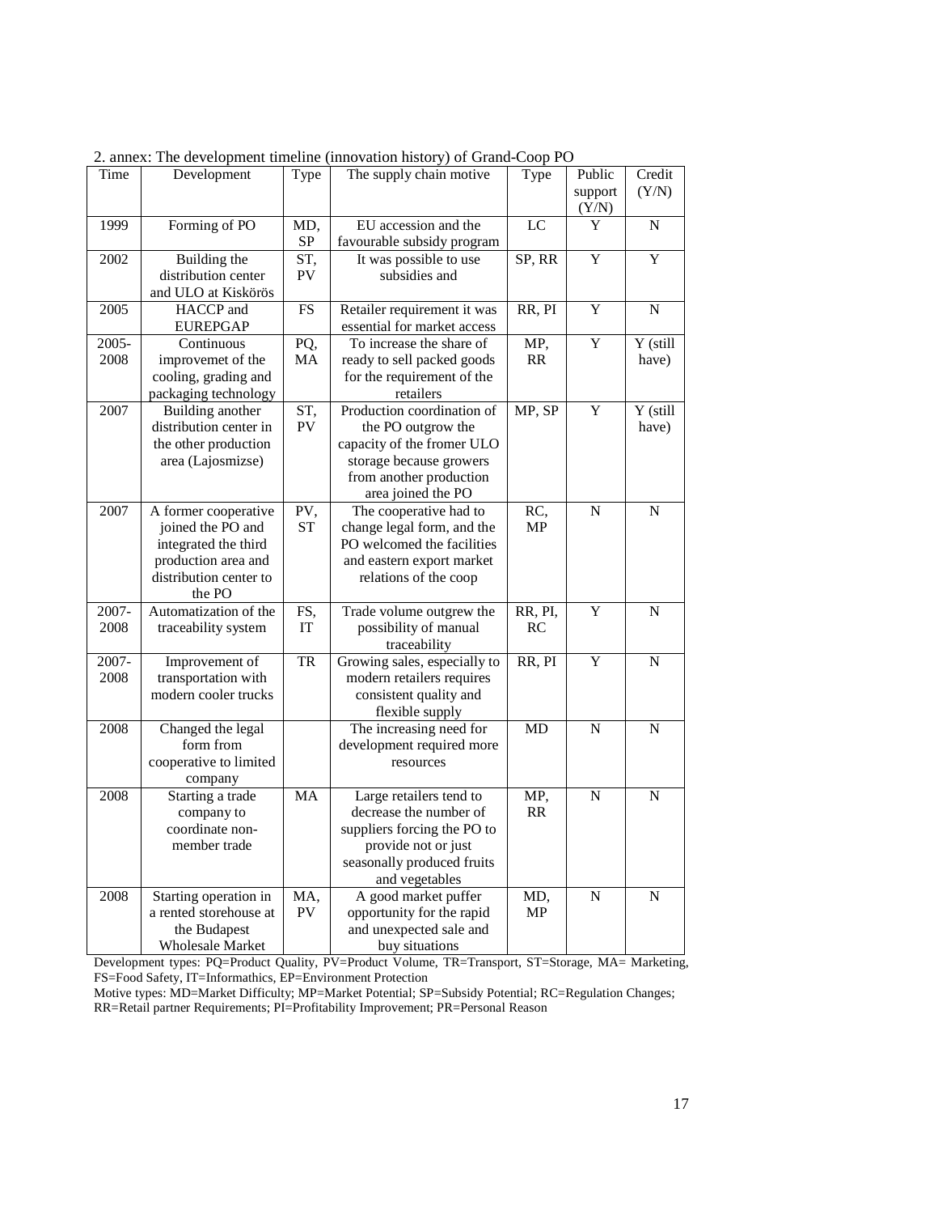2. annex: The development timeline (innovation history) of Grand-Coop PO

| Time | Development | Type | The supply chain motive | Type | Public support (Y/N) | Credit (Y/N) |
|---|---|---|---|---|---|---|
| 1999 | Forming of PO | MD, SP | EU accession and the favourable subsidy program | LC | Y | N |
| 2002 | Building the distribution center and ULO at Kiskörös | ST, PV | It was possible to use subsidies and | SP, RR | Y | Y |
| 2005 | HACCP and EUREPGAP | FS | Retailer requirement it was essential for market access | RR, PI | Y | N |
| 2005-2008 | Continuous improvemet of the cooling, grading and packaging technology | PQ, MA | To increase the share of ready to sell packed goods for the requirement of the retailers | MP, RR | Y | Y (still have) |
| 2007 | Building another distribution center in the other production area (Lajosmizse) | ST, PV | Production coordination of the PO outgrow the capacity of the fromer ULO storage because growers from another production area joined the PO | MP, SP | Y | Y (still have) |
| 2007 | A former cooperative joined the PO and integrated the third production area and distribution center to the PO | PV, ST | The cooperative had to change legal form, and the PO welcomed the facilities and eastern export market relations of the coop | RC, MP | N | N |
| 2007-2008 | Automatization of the traceability system | FS, IT | Trade volume outgrew the possibility of manual traceability | RR, PI, RC | Y | N |
| 2007-2008 | Improvement of transportation with modern cooler trucks | TR | Growing sales, especially to modern retailers requires consistent quality and flexible supply | RR, PI | Y | N |
| 2008 | Changed the legal form from cooperative to limited company | | The increasing need for development required more resources | MD | N | N |
| 2008 | Starting a trade company to coordinate non-member trade | MA | Large retailers tend to decrease the number of suppliers forcing the PO to provide not or just seasonally produced fruits and vegetables | MP, RR | N | N |
| 2008 | Starting operation in a rented storehouse at the Budapest Wholesale Market | MA, PV | A good market puffer opportunity for the rapid and unexpected sale and buy situations | MD, MP | N | N |

Development types: PQ=Product Quality, PV=Product Volume, TR=Transport, ST=Storage, MA= Marketing, FS=Food Safety, IT=Informathics, EP=Environment Protection

Motive types: MD=Market Difficulty; MP=Market Potential; SP=Subsidy Potential; RC=Regulation Changes; RR=Retail partner Requirements; PI=Profitability Improvement; PR=Personal Reason